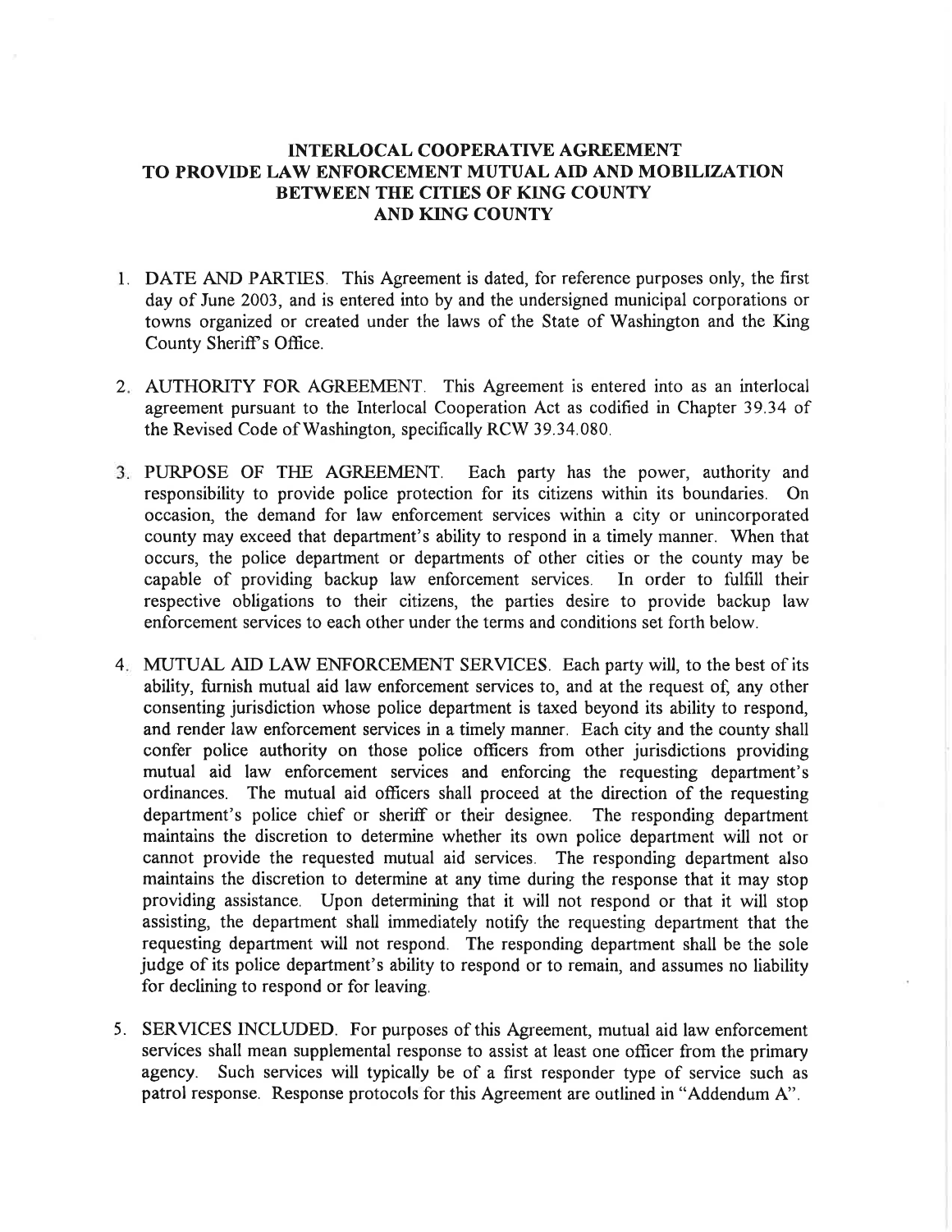# INTERLOCAL COOPERATIVE AGREEMENT TO PROVIDE LAW ENFORCEMENT MUTUAL AID AND MOBILIZATION BETWEEN THE CITIES OF KING COUNTY AND KING COUNTY

1. DATE AND PARTIES. This Agreement is dated, for reference purposes only, the first day of June 2003, and is entered into by and the undersigned municipal corporations or towns organized or created under the laws of the State of Washington and the King County Sheriff's Office.

2. AUTHORITY FOR AGREEMENT. This Agreement is entered into as an interlocal agreement pursuant to the Interlocal Cooperation Act as codified in Chapter 39.34 of the Revised Code of Washington, specifically RCW 39.34.080.

3. PURPOSE OF THE AGREEMENT. Each party has the power, authority and responsibility to provide police protection for its citizens within its boundaries. On occasion, the demand for law enforcement services within a city or unincorporated county may exceed that department's ability to respond in a timely manner. When that occurs, the police department or departments of other cities or the county may be capable of providing backup law enforcement services. In order to fulfill their respective obligations to their citizens, the parties desire to provide backup law enforcement services to each other under the terms and conditions set forth below.

4. MUTUAL AID LAW ENFORCEMENT SERVICES. Each party will, to the best of its ability, furnish mutual aid law enforcement services to, and at the request of, any other consenting jurisdiction whose police department is taxed beyond its ability to respond, and render law enforcement services in a timely manner. Each city and the county shall confer police authority on those police officers from other jurisdictions providing mutual aid law enforcement services and enforcing the requesting department's ordinances. The mutual aid officers shall proceed at the direction of the requesting department's police chief or sheriff or their designee. The responding department maintains the discretion to determine whether its own police department will not or cannot provide the requested mutual aid services. The responding department also maintains the discretion to determine at any time during the response that it may stop providing assistance. Upon determining that it will not respond or that it will stop assisting, the department shall immediately notify the requesting department that the requesting department will not respond. The responding department shall be the sole judge of its police department's ability to respond or to remain, and assumes no liability for declining to respond or for leaving.

5. SERVICES INCLUDED. For purposes of this Agreement, mutual aid law enforcement services shall mean supplemental response to assist at least one officer from the primary agency. Such services will typically be of a first responder type of service such as patrol response. Response protocols for this Agreement are outlined in "Addendum A".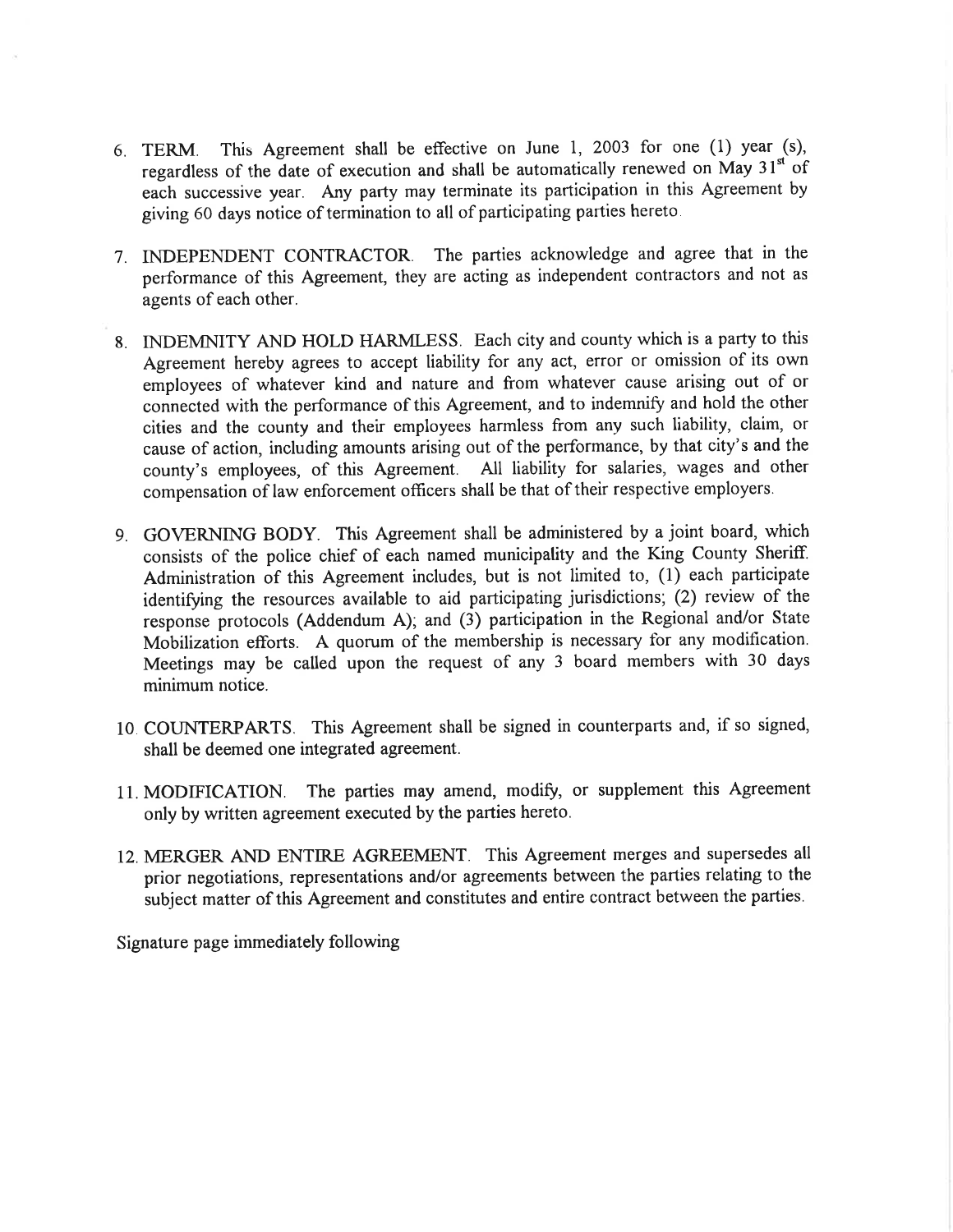6. TERM. This Agreement shall be effective on June 1, 2003 for one (1) year (s), regardless of the date of execution and shall be automatically renewed on May 31st of each successive year. Any party may terminate its participation in this Agreement by giving 60 days notice of termination to all of participating parties hereto.

7. INDEPENDENT CONTRACTOR. The parties acknowledge and agree that in the performance of this Agreement, they are acting as independent contractors and not as agents of each other.

8. INDEMNITY AND HOLD HARMLESS. Each city and county which is a party to this Agreement hereby agrees to accept liability for any act, error or omission of its own employees of whatever kind and nature and from whatever cause arising out of or connected with the performance of this Agreement, and to indemnify and hold the other cities and the county and their employees harmless from any such liability, claim, or cause of action, including amounts arising out of the performance, by that city's and the county's employees, of this Agreement. All liability for salaries, wages and other compensation of law enforcement officers shall be that of their respective employers.

9. GOVERNING BODY. This Agreement shall be administered by a joint board, which consists of the police chief of each named municipality and the King County Sheriff. Administration of this Agreement includes, but is not limited to, (1) each participate identifying the resources available to aid participating jurisdictions; (2) review of the response protocols (Addendum A); and (3) participation in the Regional and/or State Mobilization efforts. A quorum of the membership is necessary for any modification. Meetings may be called upon the request of any 3 board members with 30 days minimum notice.

10. COUNTERPARTS. This Agreement shall be signed in counterparts and, if so signed, shall be deemed one integrated agreement.

11. MODIFICATION. The parties may amend, modify, or supplement this Agreement only by written agreement executed by the parties hereto.

12. MERGER AND ENTIRE AGREEMENT. This Agreement merges and supersedes all prior negotiations, representations and/or agreements between the parties relating to the subject matter of this Agreement and constitutes and entire contract between the parties.

Signature page immediately following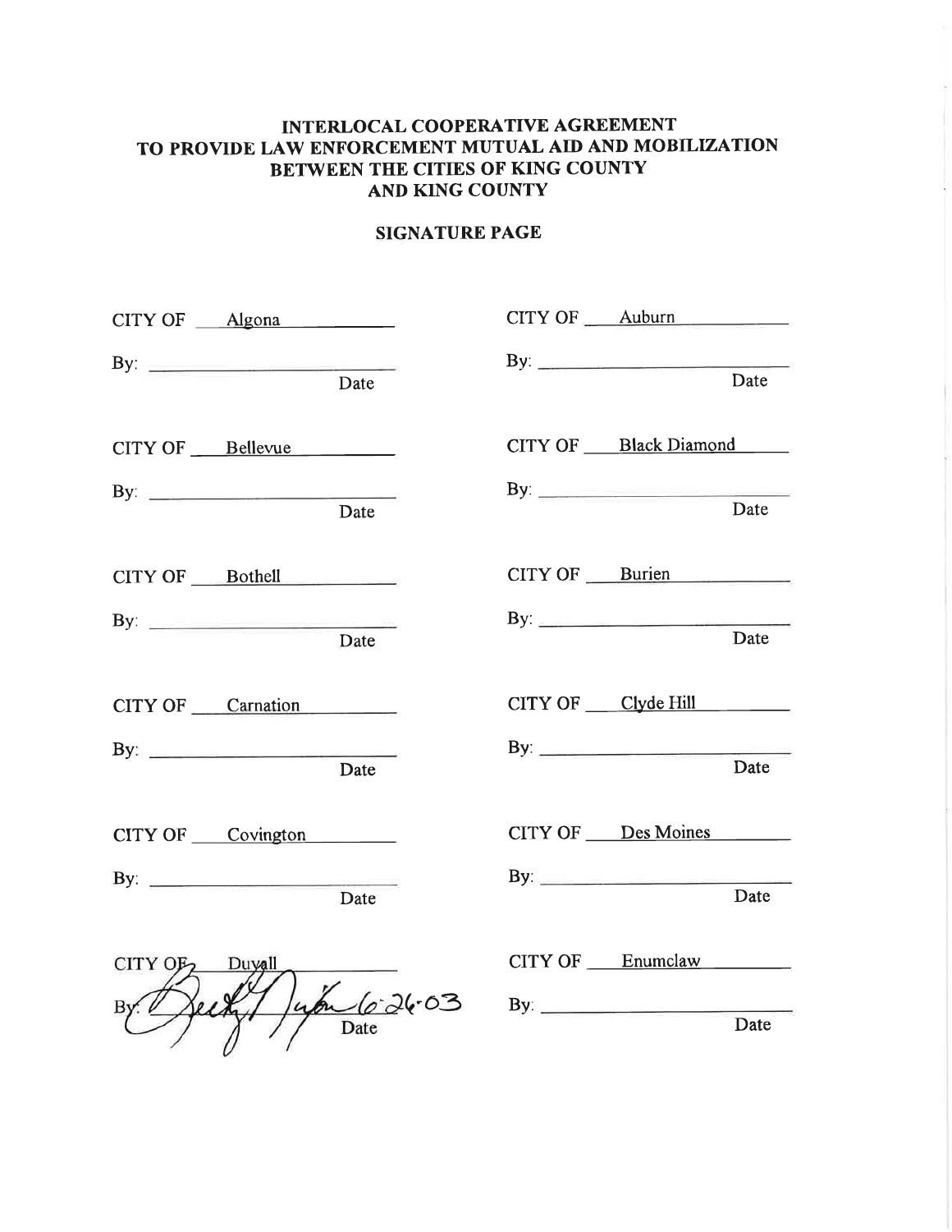# INTERLOCAL COOPERATIVE AGREEMENT TO PROVIDE LAW ENFORCEMENT MUTUAL AID AND MOBILIZATION BETWEEN THE CITIES OF KING COUNTY AND KING COUNTY

## SIGNATURE PAGE

| | |
|---|---|
| CITY OF Algona | CITY OF Auburn |
| By: ______________ Date | By: ______________ Date |
| CITY OF Bellevue | CITY OF Black Diamond |
| By: ______________ Date | By: ______________ Date |
| CITY OF Bothell | CITY OF Burien |
| By: ______________ Date | By: ______________ Date |
| CITY OF Carnation | CITY OF Clyde Hill |
| By: ______________ Date | By: ______________ Date |
| CITY OF Covington | CITY OF Des Moines |
| By: ______________ Date | By: ______________ Date |
| CITY OF Duvall | CITY OF Enumclaw |
| By: [signature] 6-26-03 Date | By: ______________ Date |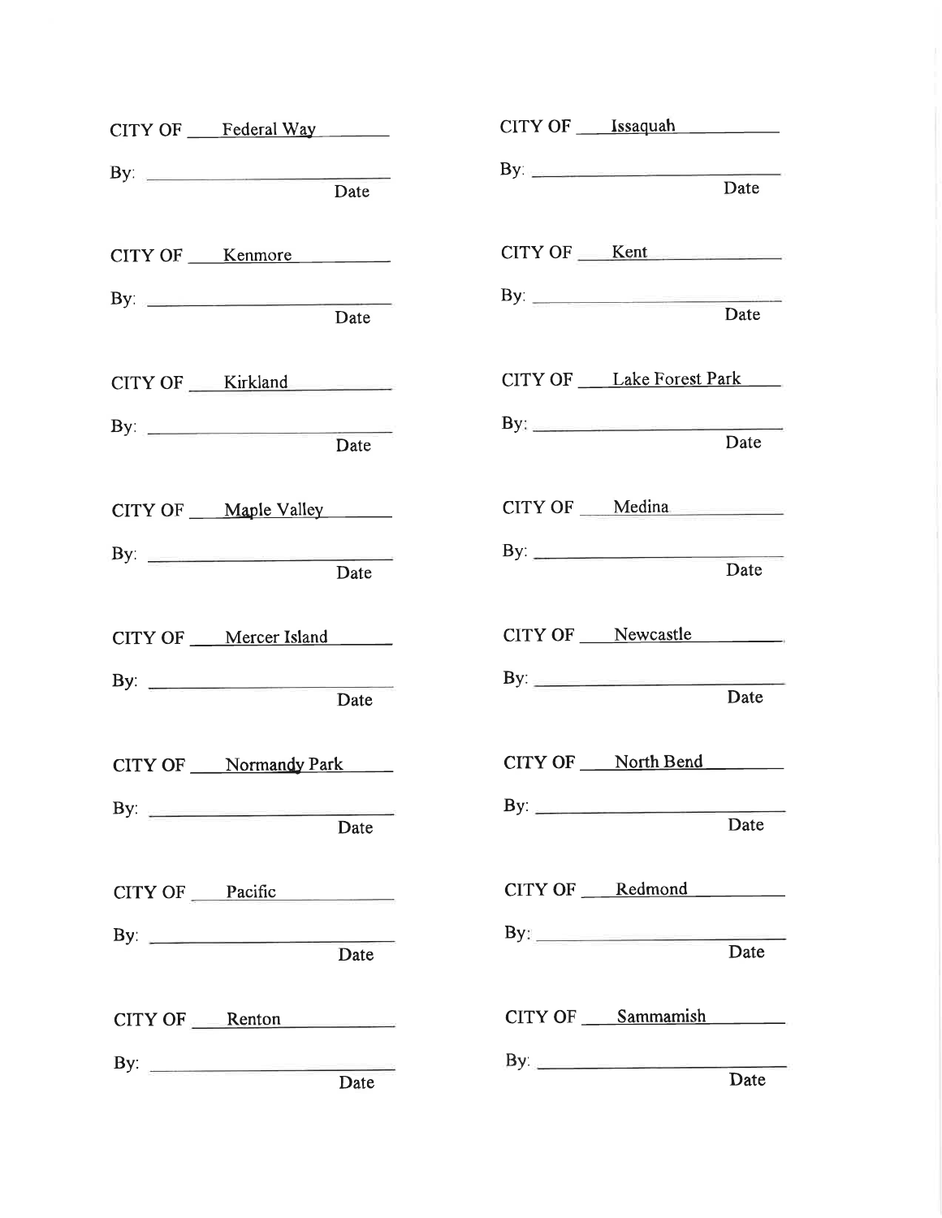CITY OF Federal Way

By: ______________________________ Date

CITY OF Issaquah

By: ______________________________ Date

CITY OF Kenmore

By: ______________________________ Date

CITY OF Kent

By: ______________________________ Date

CITY OF Kirkland

By: ______________________________ Date

CITY OF Lake Forest Park

By: ______________________________ Date

CITY OF Maple Valley

By: ______________________________ Date

CITY OF Medina

By: ______________________________ Date

CITY OF Mercer Island

By: ______________________________ Date

CITY OF Newcastle

By: ______________________________ Date

CITY OF Normandy Park

By: ______________________________ Date

CITY OF North Bend

By: ______________________________ Date

CITY OF Pacific

By: ______________________________ Date

CITY OF Redmond

By: ______________________________ Date

CITY OF Renton

By: ______________________________ Date

CITY OF Sammamish

By: ______________________________ Date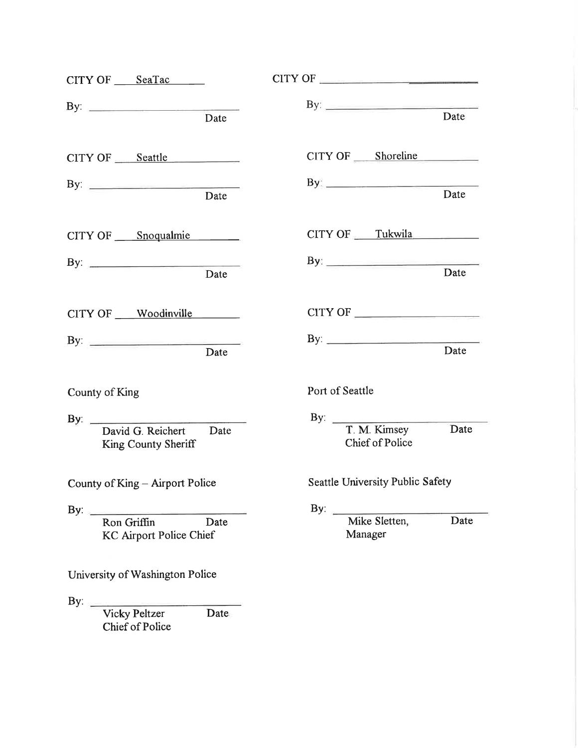CITY OF SeaTac

By: ______________________ Date

CITY OF ______________________

By: ______________________ Date

CITY OF Seattle

By: ______________________ Date

CITY OF Shoreline

By: ______________________ Date

CITY OF Snoqualmie

By: ______________________ Date

CITY OF Tukwila

By: ______________________ Date

CITY OF Woodinville

By: ______________________ Date

CITY OF ______________________

By: ______________________ Date

County of King

By: ______________________
David G. Reichert Date
King County Sheriff

Port of Seattle

By: ______________________
T. M. Kimsey Date
Chief of Police

County of King – Airport Police

By: ______________________
Ron Griffin Date
KC Airport Police Chief

Seattle University Public Safety

By: ______________________
Mike Sletten, Date
Manager

University of Washington Police

By: ______________________
Vicky Peltzer Date
Chief of Police